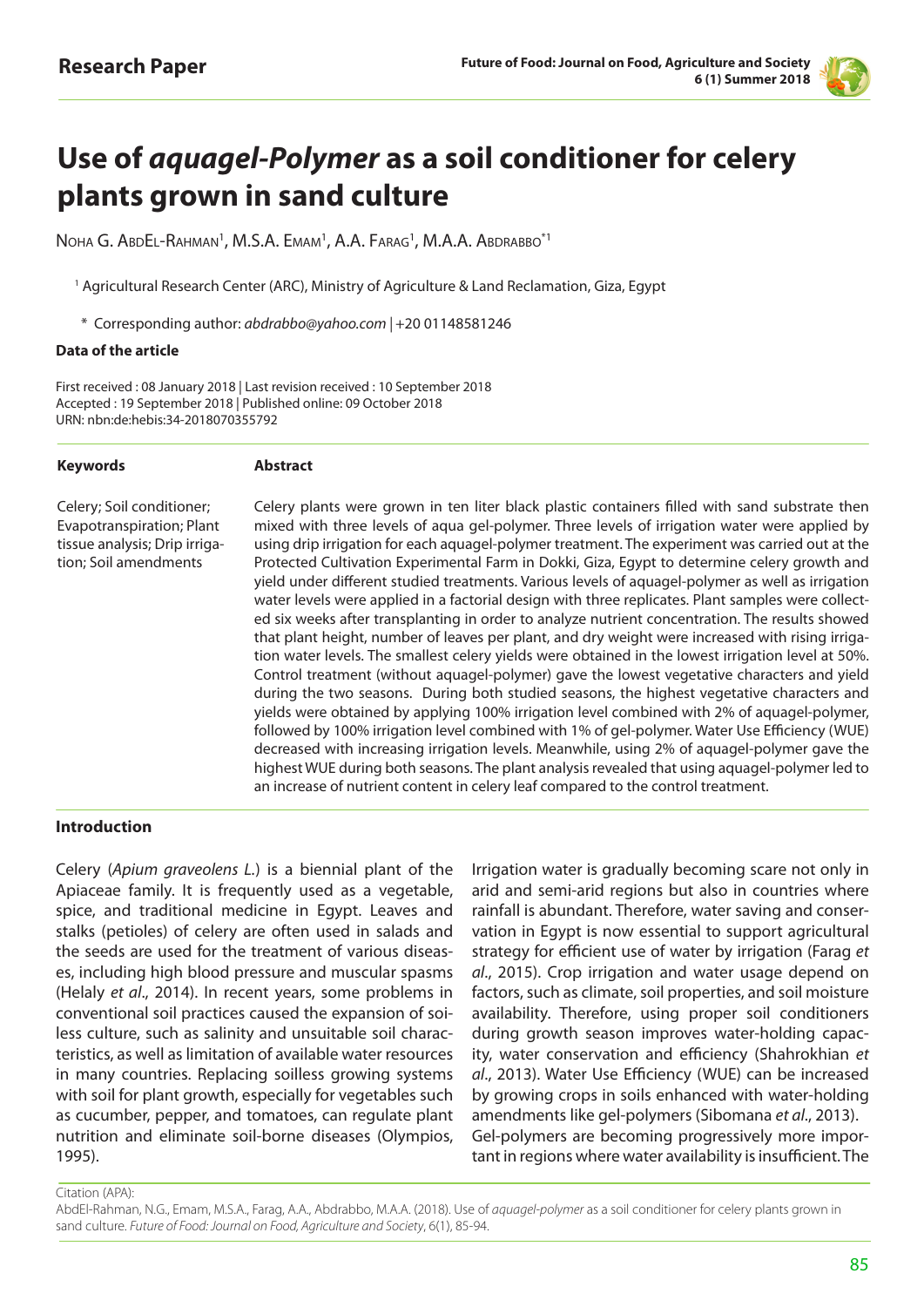**Research Paper**

# Use of *aquagel-Polymer* as a soil conditioner for celery plants grown in sand culture

Noha G. AbdEl-Rahman[1], M.S.A. Emam[1], A.A. Farag[1], M.A.A. Abdrabbo[*1]

[1] Agricultural Research Center (ARC), Ministry of Agriculture & Land Reclamation, Giza, Egypt

\* Corresponding author: *abdrabbo@yahoo.com* | +20 01148581246

**Data of the article**

First received : 08 January 2018 | Last revision received : 10 September 2018
Accepted : 19 September 2018 | Published online: 09 October 2018
URN: nbn:de:hebis:34-2018070355792

**Keywords**

Celery; Soil conditioner; Evapotranspiration; Plant tissue analysis; Drip irrigation; Soil amendments

**Abstract**

Celery plants were grown in ten liter black plastic containers filled with sand substrate then mixed with three levels of aqua gel-polymer. Three levels of irrigation water were applied by using drip irrigation for each aquagel-polymer treatment. The experiment was carried out at the Protected Cultivation Experimental Farm in Dokki, Giza, Egypt to determine celery growth and yield under different studied treatments. Various levels of aquagel-polymer as well as irrigation water levels were applied in a factorial design with three replicates. Plant samples were collected six weeks after transplanting in order to analyze nutrient concentration. The results showed that plant height, number of leaves per plant, and dry weight were increased with rising irrigation water levels. The smallest celery yields were obtained in the lowest irrigation level at 50%. Control treatment (without aquagel-polymer) gave the lowest vegetative characters and yield during the two seasons. During both studied seasons, the highest vegetative characters and yields were obtained by applying 100% irrigation level combined with 2% of aquagel-polymer, followed by 100% irrigation level combined with 1% of gel-polymer. Water Use Efficiency (WUE) decreased with increasing irrigation levels. Meanwhile, using 2% of aquagel-polymer gave the highest WUE during both seasons. The plant analysis revealed that using aquagel-polymer led to an increase of nutrient content in celery leaf compared to the control treatment.

## Introduction

Celery (*Apium graveolens L.*) is a biennial plant of the Apiaceae family. It is frequently used as a vegetable, spice, and traditional medicine in Egypt. Leaves and stalks (petioles) of celery are often used in salads and the seeds are used for the treatment of various diseases, including high blood pressure and muscular spasms (Helaly *et al*., 2014). In recent years, some problems in conventional soil practices caused the expansion of soilless culture, such as salinity and unsuitable soil characteristics, as well as limitation of available water resources in many countries. Replacing soilless growing systems with soil for plant growth, especially for vegetables such as cucumber, pepper, and tomatoes, can regulate plant nutrition and eliminate soil-borne diseases (Olympios, 1995).

Irrigation water is gradually becoming scare not only in arid and semi-arid regions but also in countries where rainfall is abundant. Therefore, water saving and conservation in Egypt is now essential to support agricultural strategy for efficient use of water by irrigation (Farag *et al*., 2015). Crop irrigation and water usage depend on factors, such as climate, soil properties, and soil moisture availability. Therefore, using proper soil conditioners during growth season improves water-holding capacity, water conservation and efficiency (Shahrokhian *et al*., 2013). Water Use Efficiency (WUE) can be increased by growing crops in soils enhanced with water-holding amendments like gel-polymers (Sibomana *et al*., 2013).
Gel-polymers are becoming progressively more important in regions where water availability is insufficient. The

Citation (APA):
AbdEl-Rahman, N.G., Emam, M.S.A., Farag, A.A., Abdrabbo, M.A.A. (2018). Use of *aquagel-polymer* as a soil conditioner for celery plants grown in sand culture. *Future of Food: Journal on Food, Agriculture and Society*, 6(1), 85-94.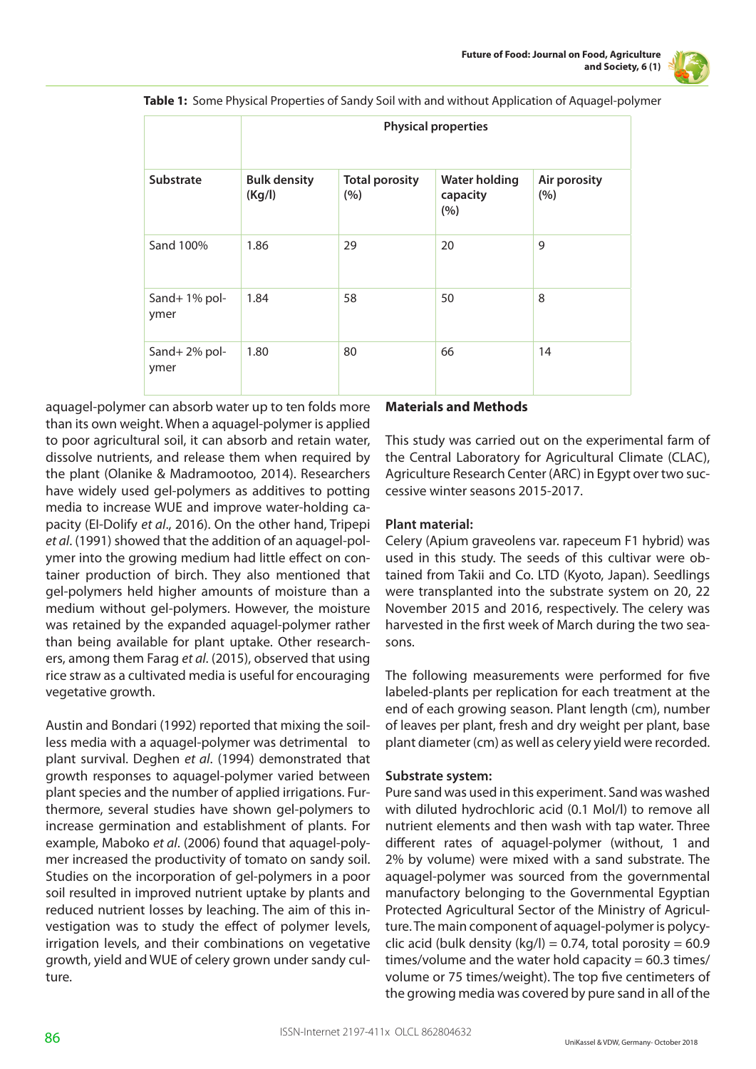**Table 1:** Some Physical Properties of Sandy Soil with and without Application of Aquagel-polymer

| | Physical properties | | | |
|---|---|---|---|---|
| Substrate | Bulk density (Kg/l) | Total porosity (%) | Water holding capacity (%) | Air porosity (%) |
| Sand 100% | 1.86 | 29 | 20 | 9 |
| Sand+ 1% polymer | 1.84 | 58 | 50 | 8 |
| Sand+ 2% polymer | 1.80 | 80 | 66 | 14 |

aquagel-polymer can absorb water up to ten folds more than its own weight. When a aquagel-polymer is applied to poor agricultural soil, it can absorb and retain water, dissolve nutrients, and release them when required by the plant (Olanike & Madramootoo, 2014). Researchers have widely used gel-polymers as additives to potting media to increase WUE and improve water-holding capacity (El-Dolify *et al*., 2016). On the other hand, Tripepi *et al*. (1991) showed that the addition of an aquagel-polymer into the growing medium had little effect on container production of birch. They also mentioned that gel-polymers held higher amounts of moisture than a medium without gel-polymers. However, the moisture was retained by the expanded aquagel-polymer rather than being available for plant uptake. Other researchers, among them Farag *et al*. (2015), observed that using rice straw as a cultivated media is useful for encouraging vegetative growth.

Austin and Bondari (1992) reported that mixing the soilless media with a aquagel-polymer was detrimental to plant survival. Deghen *et al*. (1994) demonstrated that growth responses to aquagel-polymer varied between plant species and the number of applied irrigations. Furthermore, several studies have shown gel-polymers to increase germination and establishment of plants. For example, Maboko *et al*. (2006) found that aquagel-polymer increased the productivity of tomato on sandy soil. Studies on the incorporation of gel-polymers in a poor soil resulted in improved nutrient uptake by plants and reduced nutrient losses by leaching. The aim of this investigation was to study the effect of polymer levels, irrigation levels, and their combinations on vegetative growth, yield and WUE of celery grown under sandy culture.

## Materials and Methods

This study was carried out on the experimental farm of the Central Laboratory for Agricultural Climate (CLAC), Agriculture Research Center (ARC) in Egypt over two successive winter seasons 2015-2017.

### Plant material:

Celery (Apium graveolens var. rapeceum F1 hybrid) was used in this study. The seeds of this cultivar were obtained from Takii and Co. LTD (Kyoto, Japan). Seedlings were transplanted into the substrate system on 20, 22 November 2015 and 2016, respectively. The celery was harvested in the first week of March during the two seasons.

The following measurements were performed for five labeled-plants per replication for each treatment at the end of each growing season. Plant length (cm), number of leaves per plant, fresh and dry weight per plant, base plant diameter (cm) as well as celery yield were recorded.

### Substrate system:

Pure sand was used in this experiment. Sand was washed with diluted hydrochloric acid (0.1 Mol/l) to remove all nutrient elements and then wash with tap water. Three different rates of aquagel-polymer (without, 1 and 2% by volume) were mixed with a sand substrate. The aquagel-polymer was sourced from the governmental manufactory belonging to the Governmental Egyptian Protected Agricultural Sector of the Ministry of Agriculture. The main component of aquagel-polymer is polycyclic acid (bulk density (kg/l) = 0.74, total porosity = 60.9 times/volume and the water hold capacity = 60.3 times/volume or 75 times/weight). The top five centimeters of the growing media was covered by pure sand in all of the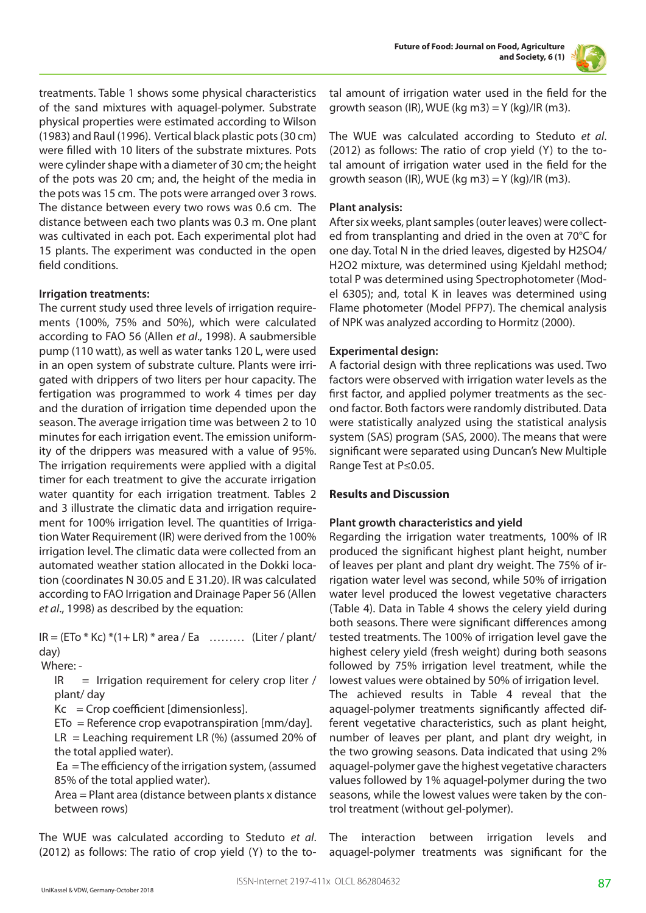treatments. Table 1 shows some physical characteristics of the sand mixtures with aquagel-polymer. Substrate physical properties were estimated according to Wilson (1983) and Raul (1996). Vertical black plastic pots (30 cm) were filled with 10 liters of the substrate mixtures. Pots were cylinder shape with a diameter of 30 cm; the height of the pots was 20 cm; and, the height of the media in the pots was 15 cm. The pots were arranged over 3 rows. The distance between every two rows was 0.6 cm. The distance between each two plants was 0.3 m. One plant was cultivated in each pot. Each experimental plot had 15 plants. The experiment was conducted in the open field conditions.

**Irrigation treatments:**

The current study used three levels of irrigation requirements (100%, 75% and 50%), which were calculated according to FAO 56 (Allen *et al*., 1998). A saubmersible pump (110 watt), as well as water tanks 120 L, were used in an open system of substrate culture. Plants were irrigated with drippers of two liters per hour capacity. The fertigation was programmed to work 4 times per day and the duration of irrigation time depended upon the season. The average irrigation time was between 2 to 10 minutes for each irrigation event. The emission uniformity of the drippers was measured with a value of 95%. The irrigation requirements were applied with a digital timer for each treatment to give the accurate irrigation water quantity for each irrigation treatment. Tables 2 and 3 illustrate the climatic data and irrigation requirement for 100% irrigation level. The quantities of Irrigation Water Requirement (IR) were derived from the 100% irrigation level. The climatic data were collected from an automated weather station allocated in the Dokki location (coordinates N 30.05 and E 31.20). IR was calculated according to FAO Irrigation and Drainage Paper 56 (Allen *et al*., 1998) as described by the equation:

$$IR = (ETo * Kc) * (1 + LR) * area / Ea \quad \ldots\ldots\ldots \quad (Liter / plant/ day)$$

Where: -

- IR = Irrigation requirement for celery crop liter / plant/ day
- Kc = Crop coefficient [dimensionless].
- ETo = Reference crop evapotranspiration [mm/day].
- LR = Leaching requirement LR (%) (assumed 20% of the total applied water).
- Ea = The efficiency of the irrigation system, (assumed 85% of the total applied water).
- Area = Plant area (distance between plants x distance between rows)

The WUE was calculated according to Steduto *et al*. (2012) as follows: The ratio of crop yield (Y) to the total amount of irrigation water used in the field for the growth season (IR), WUE (kg m3) = Y (kg)/IR (m3).

The WUE was calculated according to Steduto *et al*. (2012) as follows: The ratio of crop yield (Y) to the total amount of irrigation water used in the field for the growth season (IR), WUE (kg m3) = Y (kg)/IR (m3).

**Plant analysis:**

After six weeks, plant samples (outer leaves) were collected from transplanting and dried in the oven at 70°C for one day. Total N in the dried leaves, digested by $H_2SO_4$/$H_2O_2$ mixture, was determined using Kjeldahl method; total P was determined using Spectrophotometer (Model 6305); and, total K in leaves was determined using Flame photometer (Model PFP7). The chemical analysis of NPK was analyzed according to Hormitz (2000).

**Experimental design:**

A factorial design with three replications was used. Two factors were observed with irrigation water levels as the first factor, and applied polymer treatments as the second factor. Both factors were randomly distributed. Data were statistically analyzed using the statistical analysis system (SAS) program (SAS, 2000). The means that were significant were separated using Duncan's New Multiple Range Test at $P \leq 0.05$.

## Results and Discussion

**Plant growth characteristics and yield**

Regarding the irrigation water treatments, 100% of IR produced the significant highest plant height, number of leaves per plant and plant dry weight. The 75% of irrigation water level was second, while 50% of irrigation water level produced the lowest vegetative characters (Table 4). Data in Table 4 shows the celery yield during both seasons. There were significant differences among tested treatments. The 100% of irrigation level gave the highest celery yield (fresh weight) during both seasons followed by 75% irrigation level treatment, while the lowest values were obtained by 50% of irrigation level.

The achieved results in Table 4 reveal that the aquagel-polymer treatments significantly affected different vegetative characteristics, such as plant height, number of leaves per plant, and plant dry weight, in the two growing seasons. Data indicated that using 2% aquagel-polymer gave the highest vegetative characters values followed by 1% aquagel-polymer during the two seasons, while the lowest values were taken by the control treatment (without gel-polymer).

The interaction between irrigation levels and aquagel-polymer treatments was significant for the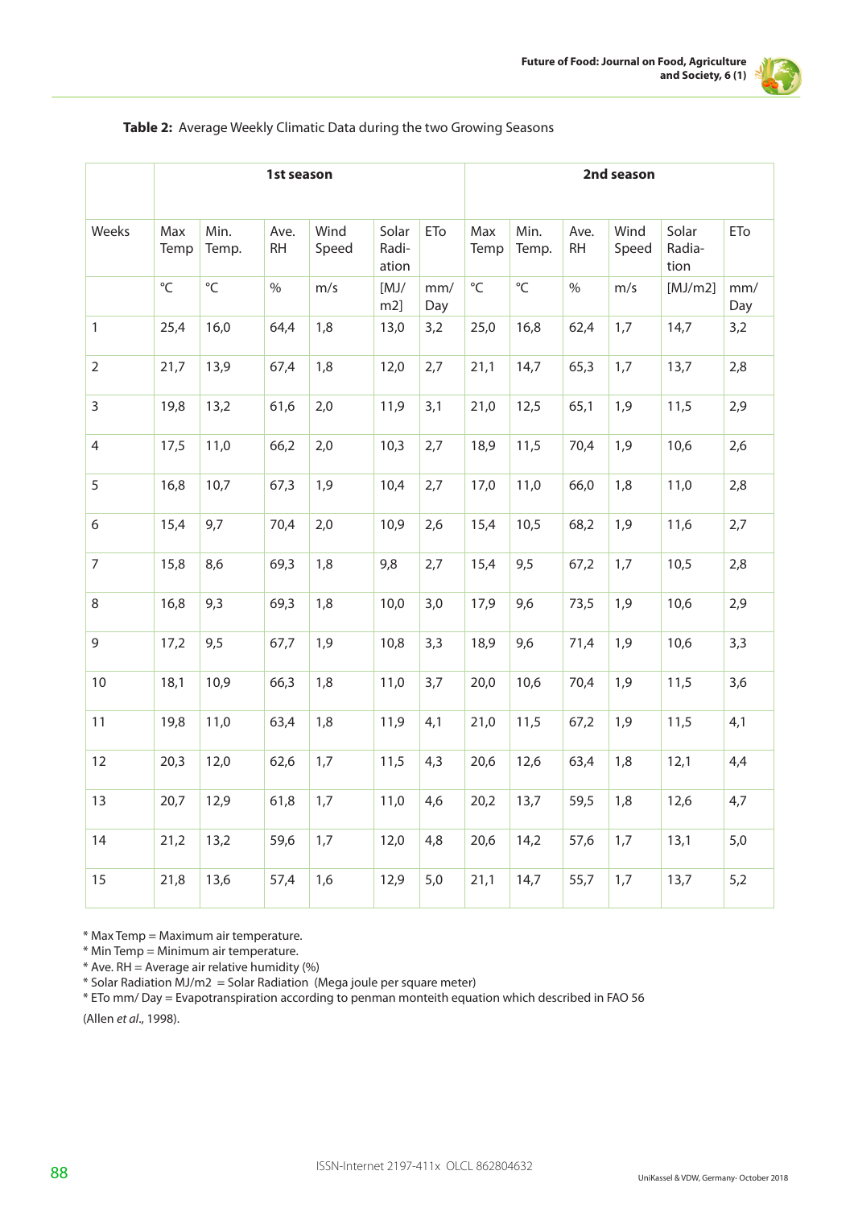**Table 2:** Average Weekly Climatic Data during the two Growing Seasons

| | 1st season | | | | | | 2nd season | | | | | |
|---|---|---|---|---|---|---|---|---|---|---|---|---|
| Weeks | Max Temp | Min. Temp. | Ave. RH | Wind Speed | Solar Radiation | ETo | Max Temp | Min. Temp. | Ave. RH | Wind Speed | Solar Radiation | ETo |
| | °C | °C | % | m/s | [MJ/m2] | mm/Day | °C | °C | % | m/s | [MJ/m2] | mm/Day |
| 1 | 25,4 | 16,0 | 64,4 | 1,8 | 13,0 | 3,2 | 25,0 | 16,8 | 62,4 | 1,7 | 14,7 | 3,2 |
| 2 | 21,7 | 13,9 | 67,4 | 1,8 | 12,0 | 2,7 | 21,1 | 14,7 | 65,3 | 1,7 | 13,7 | 2,8 |
| 3 | 19,8 | 13,2 | 61,6 | 2,0 | 11,9 | 3,1 | 21,0 | 12,5 | 65,1 | 1,9 | 11,5 | 2,9 |
| 4 | 17,5 | 11,0 | 66,2 | 2,0 | 10,3 | 2,7 | 18,9 | 11,5 | 70,4 | 1,9 | 10,6 | 2,6 |
| 5 | 16,8 | 10,7 | 67,3 | 1,9 | 10,4 | 2,7 | 17,0 | 11,0 | 66,0 | 1,8 | 11,0 | 2,8 |
| 6 | 15,4 | 9,7 | 70,4 | 2,0 | 10,9 | 2,6 | 15,4 | 10,5 | 68,2 | 1,9 | 11,6 | 2,7 |
| 7 | 15,8 | 8,6 | 69,3 | 1,8 | 9,8 | 2,7 | 15,4 | 9,5 | 67,2 | 1,7 | 10,5 | 2,8 |
| 8 | 16,8 | 9,3 | 69,3 | 1,8 | 10,0 | 3,0 | 17,9 | 9,6 | 73,5 | 1,9 | 10,6 | 2,9 |
| 9 | 17,2 | 9,5 | 67,7 | 1,9 | 10,8 | 3,3 | 18,9 | 9,6 | 71,4 | 1,9 | 10,6 | 3,3 |
| 10 | 18,1 | 10,9 | 66,3 | 1,8 | 11,0 | 3,7 | 20,0 | 10,6 | 70,4 | 1,9 | 11,5 | 3,6 |
| 11 | 19,8 | 11,0 | 63,4 | 1,8 | 11,9 | 4,1 | 21,0 | 11,5 | 67,2 | 1,9 | 11,5 | 4,1 |
| 12 | 20,3 | 12,0 | 62,6 | 1,7 | 11,5 | 4,3 | 20,6 | 12,6 | 63,4 | 1,8 | 12,1 | 4,4 |
| 13 | 20,7 | 12,9 | 61,8 | 1,7 | 11,0 | 4,6 | 20,2 | 13,7 | 59,5 | 1,8 | 12,6 | 4,7 |
| 14 | 21,2 | 13,2 | 59,6 | 1,7 | 12,0 | 4,8 | 20,6 | 14,2 | 57,6 | 1,7 | 13,1 | 5,0 |
| 15 | 21,8 | 13,6 | 57,4 | 1,6 | 12,9 | 5,0 | 21,1 | 14,7 | 55,7 | 1,7 | 13,7 | 5,2 |

* Max Temp = Maximum air temperature.
* Min Temp = Minimum air temperature.
* Ave. RH = Average air relative humidity (%)
* Solar Radiation MJ/m2 = Solar Radiation (Mega joule per square meter)
* ETo mm/ Day = Evapotranspiration according to penman monteith equation which described in FAO 56

(Allen *et al*., 1998).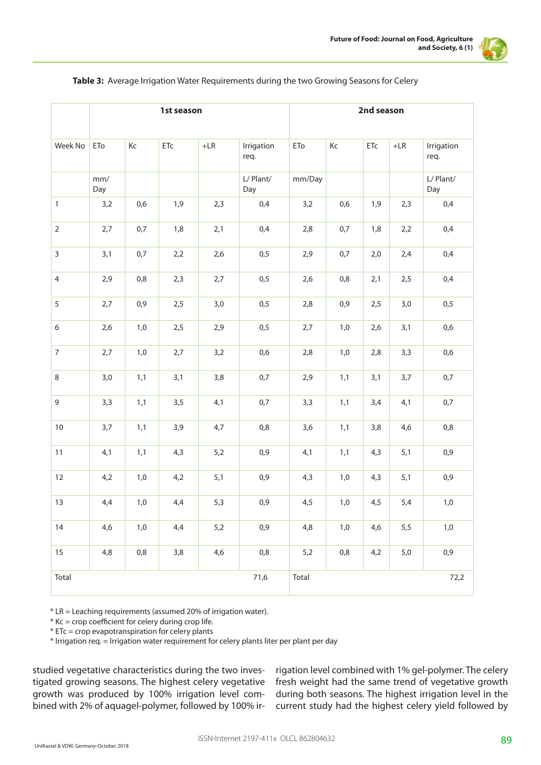**Table 3:** Average Irrigation Water Requirements during the two Growing Seasons for Celery

| | 1st season | | | | | 2nd season | | | | |
|---|---|---|---|---|---|---|---|---|---|---|
| Week No | ETo | Kc | ETc | +LR | Irrigation req. | ETo | Kc | ETc | +LR | Irrigation req. |
| | mm/ Day | | | | L/ Plant/ Day | mm/Day | | | | L/ Plant/ Day |
| 1 | 3,2 | 0,6 | 1,9 | 2,3 | 0,4 | 3,2 | 0,6 | 1,9 | 2,3 | 0,4 |
| 2 | 2,7 | 0,7 | 1,8 | 2,1 | 0,4 | 2,8 | 0,7 | 1,8 | 2,2 | 0,4 |
| 3 | 3,1 | 0,7 | 2,2 | 2,6 | 0,5 | 2,9 | 0,7 | 2,0 | 2,4 | 0,4 |
| 4 | 2,9 | 0,8 | 2,3 | 2,7 | 0,5 | 2,6 | 0,8 | 2,1 | 2,5 | 0,4 |
| 5 | 2,7 | 0,9 | 2,5 | 3,0 | 0,5 | 2,8 | 0,9 | 2,5 | 3,0 | 0,5 |
| 6 | 2,6 | 1,0 | 2,5 | 2,9 | 0,5 | 2,7 | 1,0 | 2,6 | 3,1 | 0,6 |
| 7 | 2,7 | 1,0 | 2,7 | 3,2 | 0,6 | 2,8 | 1,0 | 2,8 | 3,3 | 0,6 |
| 8 | 3,0 | 1,1 | 3,1 | 3,8 | 0,7 | 2,9 | 1,1 | 3,1 | 3,7 | 0,7 |
| 9 | 3,3 | 1,1 | 3,5 | 4,1 | 0,7 | 3,3 | 1,1 | 3,4 | 4,1 | 0,7 |
| 10 | 3,7 | 1,1 | 3,9 | 4,7 | 0,8 | 3,6 | 1,1 | 3,8 | 4,6 | 0,8 |
| 11 | 4,1 | 1,1 | 4,3 | 5,2 | 0,9 | 4,1 | 1,1 | 4,3 | 5,1 | 0,9 |
| 12 | 4,2 | 1,0 | 4,2 | 5,1 | 0,9 | 4,3 | 1,0 | 4,3 | 5,1 | 0,9 |
| 13 | 4,4 | 1,0 | 4,4 | 5,3 | 0,9 | 4,5 | 1,0 | 4,5 | 5,4 | 1,0 |
| 14 | 4,6 | 1,0 | 4,4 | 5,2 | 0,9 | 4,8 | 1,0 | 4,6 | 5,5 | 1,0 |
| 15 | 4,8 | 0,8 | 3,8 | 4,6 | 0,8 | 5,2 | 0,8 | 4,2 | 5,0 | 0,9 |
| Total | | | | | 71,6 | Total | | | | 72,2 |

* LR = Leaching requirements (assumed 20% of irrigation water).
* Kc = crop coefficient for celery during crop life.
* ETc = crop evapotranspiration for celery plants
* Irrigation req. = Irrigation water requirement for celery plants liter per plant per day

studied vegetative characteristics during the two investigated growing seasons. The highest celery vegetative growth was produced by 100% irrigation level combined with 2% of aquagel-polymer, followed by 100% irrigation level combined with 1% gel-polymer. The celery fresh weight had the same trend of vegetative growth during both seasons. The highest irrigation level in the current study had the highest celery yield followed by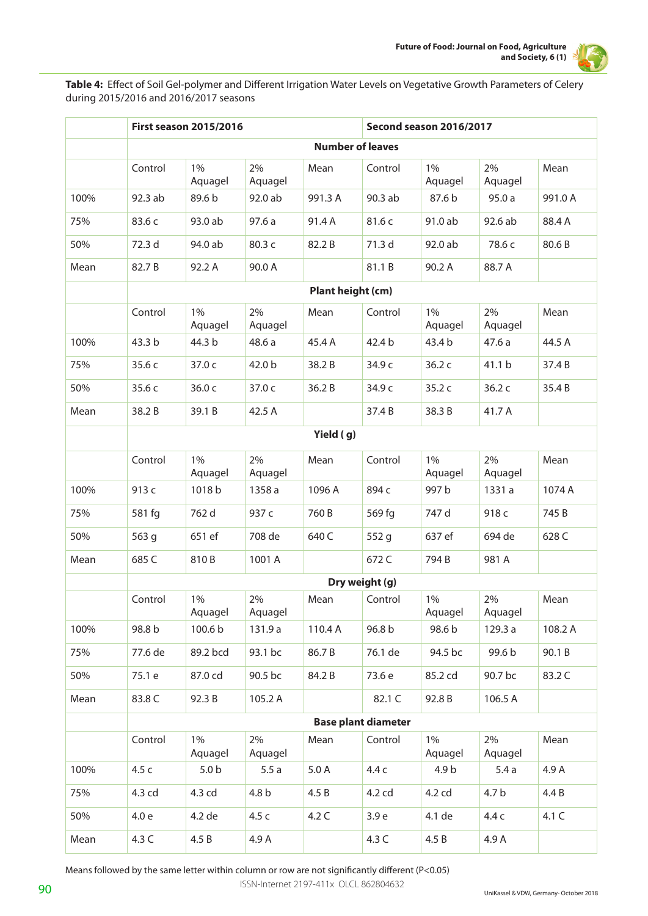**Table 4:** Effect of Soil Gel-polymer and Different Irrigation Water Levels on Vegetative Growth Parameters of Celery during 2015/2016 and 2016/2017 seasons

| | First season 2015/2016 | | | | Second season 2016/2017 | | | |
|---|---|---|---|---|---|---|---|---|
| | **Number of leaves** | | | | | | | |
| | Control | 1% Aquagel | 2% Aquagel | Mean | Control | 1% Aquagel | 2% Aquagel | Mean |
| 100% | 92.3 ab | 89.6 b | 92.0 ab | 991.3 A | 90.3 ab | 87.6 b | 95.0 a | 991.0 A |
| 75% | 83.6 c | 93.0 ab | 97.6 a | 91.4 A | 81.6 c | 91.0 ab | 92.6 ab | 88.4 A |
| 50% | 72.3 d | 94.0 ab | 80.3 c | 82.2 B | 71.3 d | 92.0 ab | 78.6 c | 80.6 B |
| Mean | 82.7 B | 92.2 A | 90.0 A | | 81.1 B | 90.2 A | 88.7 A | |
| | **Plant height (cm)** | | | | | | | |
| | Control | 1% Aquagel | 2% Aquagel | Mean | Control | 1% Aquagel | 2% Aquagel | Mean |
| 100% | 43.3 b | 44.3 b | 48.6 a | 45.4 A | 42.4 b | 43.4 b | 47.6 a | 44.5 A |
| 75% | 35.6 c | 37.0 c | 42.0 b | 38.2 B | 34.9 c | 36.2 c | 41.1 b | 37.4 B |
| 50% | 35.6 c | 36.0 c | 37.0 c | 36.2 B | 34.9 c | 35.2 c | 36.2 c | 35.4 B |
| Mean | 38.2 B | 39.1 B | 42.5 A | | 37.4 B | 38.3 B | 41.7 A | |
| | **Yield ( g)** | | | | | | | |
| | Control | 1% Aquagel | 2% Aquagel | Mean | Control | 1% Aquagel | 2% Aquagel | Mean |
| 100% | 913 c | 1018 b | 1358 a | 1096 A | 894 c | 997 b | 1331 a | 1074 A |
| 75% | 581 fg | 762 d | 937 c | 760 B | 569 fg | 747 d | 918 c | 745 B |
| 50% | 563 g | 651 ef | 708 de | 640 C | 552 g | 637 ef | 694 de | 628 C |
| Mean | 685 C | 810 B | 1001 A | | 672 C | 794 B | 981 A | |
| | **Dry weight (g)** | | | | | | | |
| | Control | 1% Aquagel | 2% Aquagel | Mean | Control | 1% Aquagel | 2% Aquagel | Mean |
| 100% | 98.8 b | 100.6 b | 131.9 a | 110.4 A | 96.8 b | 98.6 b | 129.3 a | 108.2 A |
| 75% | 77.6 de | 89.2 bcd | 93.1 bc | 86.7 B | 76.1 de | 94.5 bc | 99.6 b | 90.1 B |
| 50% | 75.1 e | 87.0 cd | 90.5 bc | 84.2 B | 73.6 e | 85.2 cd | 90.7 bc | 83.2 C |
| Mean | 83.8 C | 92.3 B | 105.2 A | | 82.1 C | 92.8 B | 106.5 A | |
| | **Base plant diameter** | | | | | | | |
| | Control | 1% Aquagel | 2% Aquagel | Mean | Control | 1% Aquagel | 2% Aquagel | Mean |
| 100% | 4.5 c | 5.0 b | 5.5 a | 5.0 A | 4.4 c | 4.9 b | 5.4 a | 4.9 A |
| 75% | 4.3 cd | 4.3 cd | 4.8 b | 4.5 B | 4.2 cd | 4.2 cd | 4.7 b | 4.4 B |
| 50% | 4.0 e | 4.2 de | 4.5 c | 4.2 C | 3.9 e | 4.1 de | 4.4 c | 4.1 C |
| Mean | 4.3 C | 4.5 B | 4.9 A | | 4.3 C | 4.5 B | 4.9 A | |

Means followed by the same letter within column or row are not significantly different ($P<0.05$)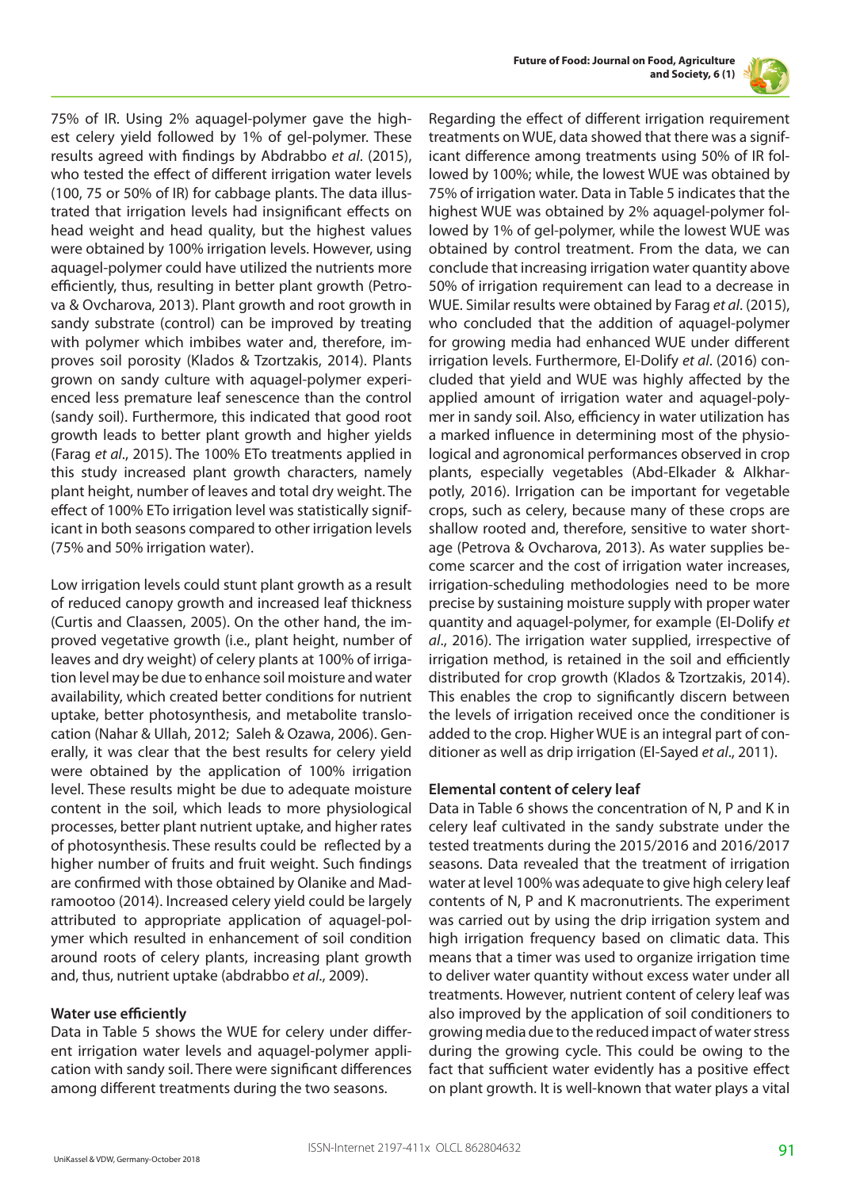75% of IR. Using 2% aquagel-polymer gave the highest celery yield followed by 1% of gel-polymer. These results agreed with findings by Abdrabbo *et al*. (2015), who tested the effect of different irrigation water levels (100, 75 or 50% of IR) for cabbage plants. The data illustrated that irrigation levels had insignificant effects on head weight and head quality, but the highest values were obtained by 100% irrigation levels. However, using aquagel-polymer could have utilized the nutrients more efficiently, thus, resulting in better plant growth (Petrova & Ovcharova, 2013). Plant growth and root growth in sandy substrate (control) can be improved by treating with polymer which imbibes water and, therefore, improves soil porosity (Klados & Tzortzakis, 2014). Plants grown on sandy culture with aquagel-polymer experienced less premature leaf senescence than the control (sandy soil). Furthermore, this indicated that good root growth leads to better plant growth and higher yields (Farag *et al*., 2015). The 100% ETo treatments applied in this study increased plant growth characters, namely plant height, number of leaves and total dry weight. The effect of 100% ETo irrigation level was statistically significant in both seasons compared to other irrigation levels (75% and 50% irrigation water).

Low irrigation levels could stunt plant growth as a result of reduced canopy growth and increased leaf thickness (Curtis and Claassen, 2005). On the other hand, the improved vegetative growth (i.e., plant height, number of leaves and dry weight) of celery plants at 100% of irrigation level may be due to enhance soil moisture and water availability, which created better conditions for nutrient uptake, better photosynthesis, and metabolite translocation (Nahar & Ullah, 2012; Saleh & Ozawa, 2006). Generally, it was clear that the best results for celery yield were obtained by the application of 100% irrigation level. These results might be due to adequate moisture content in the soil, which leads to more physiological processes, better plant nutrient uptake, and higher rates of photosynthesis. These results could be reflected by a higher number of fruits and fruit weight. Such findings are confirmed with those obtained by Olanike and Madramootoo (2014). Increased celery yield could be largely attributed to appropriate application of aquagel-polymer which resulted in enhancement of soil condition around roots of celery plants, increasing plant growth and, thus, nutrient uptake (abdrabbo *et al*., 2009).

**Water use efficiently**

Data in Table 5 shows the WUE for celery under different irrigation water levels and aquagel-polymer application with sandy soil. There were significant differences among different treatments during the two seasons.

Regarding the effect of different irrigation requirement treatments on WUE, data showed that there was a significant difference among treatments using 50% of IR followed by 100%; while, the lowest WUE was obtained by 75% of irrigation water. Data in Table 5 indicates that the highest WUE was obtained by 2% aquagel-polymer followed by 1% of gel-polymer, while the lowest WUE was obtained by control treatment. From the data, we can conclude that increasing irrigation water quantity above 50% of irrigation requirement can lead to a decrease in WUE. Similar results were obtained by Farag *et al*. (2015), who concluded that the addition of aquagel-polymer for growing media had enhanced WUE under different irrigation levels. Furthermore, El-Dolify *et al*. (2016) concluded that yield and WUE was highly affected by the applied amount of irrigation water and aquagel-polymer in sandy soil. Also, efficiency in water utilization has a marked influence in determining most of the physiological and agronomical performances observed in crop plants, especially vegetables (Abd-Elkader & Alkharpotly, 2016). Irrigation can be important for vegetable crops, such as celery, because many of these crops are shallow rooted and, therefore, sensitive to water shortage (Petrova & Ovcharova, 2013). As water supplies become scarcer and the cost of irrigation water increases, irrigation-scheduling methodologies need to be more precise by sustaining moisture supply with proper water quantity and aquagel-polymer, for example (El-Dolify *et al*., 2016). The irrigation water supplied, irrespective of irrigation method, is retained in the soil and efficiently distributed for crop growth (Klados & Tzortzakis, 2014). This enables the crop to significantly discern between the levels of irrigation received once the conditioner is added to the crop. Higher WUE is an integral part of conditioner as well as drip irrigation (El-Sayed *et al*., 2011).

**Elemental content of celery leaf**

Data in Table 6 shows the concentration of N, P and K in celery leaf cultivated in the sandy substrate under the tested treatments during the 2015/2016 and 2016/2017 seasons. Data revealed that the treatment of irrigation water at level 100% was adequate to give high celery leaf contents of N, P and K macronutrients. The experiment was carried out by using the drip irrigation system and high irrigation frequency based on climatic data. This means that a timer was used to organize irrigation time to deliver water quantity without excess water under all treatments. However, nutrient content of celery leaf was also improved by the application of soil conditioners to growing media due to the reduced impact of water stress during the growing cycle. This could be owing to the fact that sufficient water evidently has a positive effect on plant growth. It is well-known that water plays a vital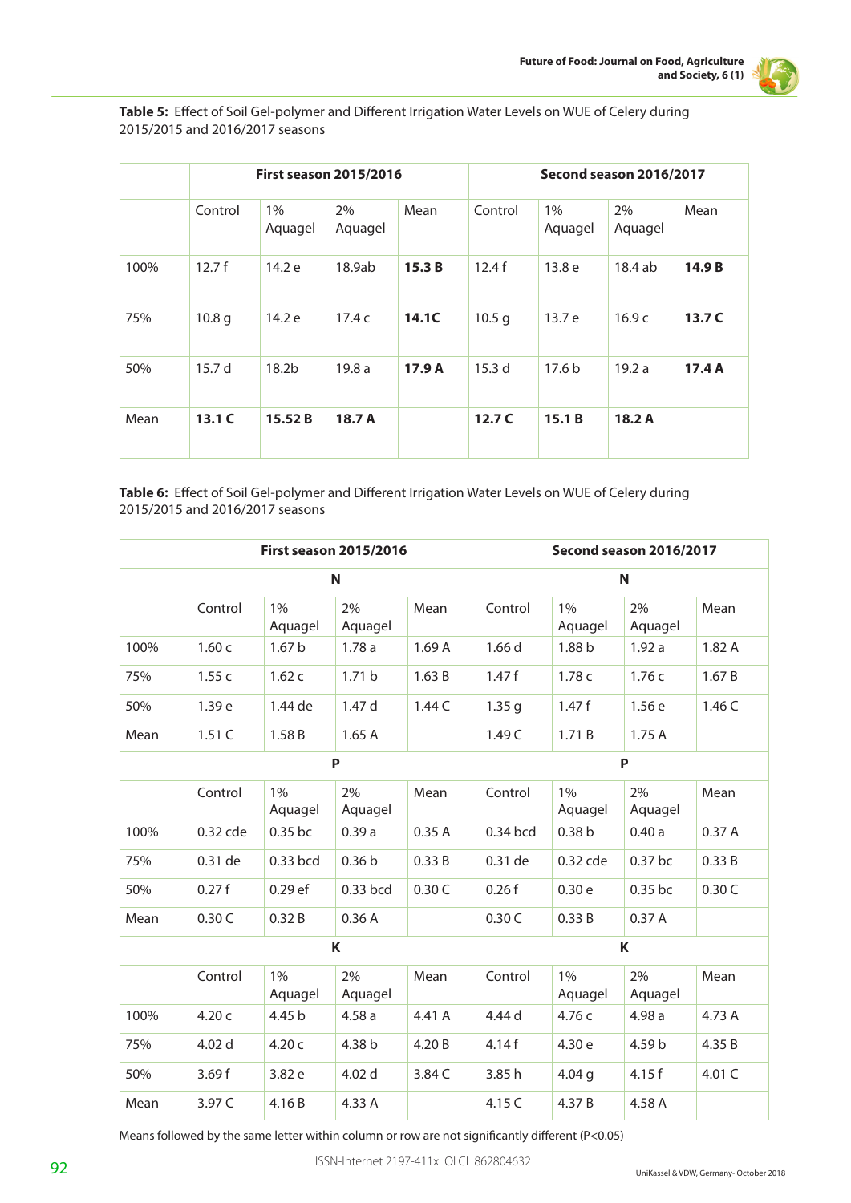**Table 5:** Effect of Soil Gel-polymer and Different Irrigation Water Levels on WUE of Celery during 2015/2015 and 2016/2017 seasons

| | First season 2015/2016 | | | | Second season 2016/2017 | | | |
|---|---|---|---|---|---|---|---|---|
| | Control | 1% Aquagel | 2% Aquagel | Mean | Control | 1% Aquagel | 2% Aquagel | Mean |
| 100% | 12.7 f | 14.2 e | 18.9ab | **15.3 B** | 12.4 f | 13.8 e | 18.4 ab | **14.9 B** |
| 75% | 10.8 g | 14.2 e | 17.4 c | **14.1C** | 10.5 g | 13.7 e | 16.9 c | **13.7 C** |
| 50% | 15.7 d | 18.2b | 19.8 a | **17.9 A** | 15.3 d | 17.6 b | 19.2 a | **17.4 A** |
| Mean | **13.1 C** | **15.52 B** | **18.7 A** | | **12.7 C** | **15.1 B** | **18.2 A** | |

**Table 6:** Effect of Soil Gel-polymer and Different Irrigation Water Levels on WUE of Celery during 2015/2015 and 2016/2017 seasons

| | First season 2015/2016 | | | | Second season 2016/2017 | | | |
|---|---|---|---|---|---|---|---|---|
| | N | | | | N | | | |
| | Control | 1% Aquagel | 2% Aquagel | Mean | Control | 1% Aquagel | 2% Aquagel | Mean |
| 100% | 1.60 c | 1.67 b | 1.78 a | 1.69 A | 1.66 d | 1.88 b | 1.92 a | 1.82 A |
| 75% | 1.55 c | 1.62 c | 1.71 b | 1.63 B | 1.47 f | 1.78 c | 1.76 c | 1.67 B |
| 50% | 1.39 e | 1.44 de | 1.47 d | 1.44 C | 1.35 g | 1.47 f | 1.56 e | 1.46 C |
| Mean | 1.51 C | 1.58 B | 1.65 A | | 1.49 C | 1.71 B | 1.75 A | |
| | P | | | | P | | | |
| | Control | 1% Aquagel | 2% Aquagel | Mean | Control | 1% Aquagel | 2% Aquagel | Mean |
| 100% | 0.32 cde | 0.35 bc | 0.39 a | 0.35 A | 0.34 bcd | 0.38 b | 0.40 a | 0.37 A |
| 75% | 0.31 de | 0.33 bcd | 0.36 b | 0.33 B | 0.31 de | 0.32 cde | 0.37 bc | 0.33 B |
| 50% | 0.27 f | 0.29 ef | 0.33 bcd | 0.30 C | 0.26 f | 0.30 e | 0.35 bc | 0.30 C |
| Mean | 0.30 C | 0.32 B | 0.36 A | | 0.30 C | 0.33 B | 0.37 A | |
| | K | | | | K | | | |
| | Control | 1% Aquagel | 2% Aquagel | Mean | Control | 1% Aquagel | 2% Aquagel | Mean |
| 100% | 4.20 c | 4.45 b | 4.58 a | 4.41 A | 4.44 d | 4.76 c | 4.98 a | 4.73 A |
| 75% | 4.02 d | 4.20 c | 4.38 b | 4.20 B | 4.14 f | 4.30 e | 4.59 b | 4.35 B |
| 50% | 3.69 f | 3.82 e | 4.02 d | 3.84 C | 3.85 h | 4.04 g | 4.15 f | 4.01 C |
| Mean | 3.97 C | 4.16 B | 4.33 A | | 4.15 C | 4.37 B | 4.58 A | |

Means followed by the same letter within column or row are not significantly different ($P<0.05$)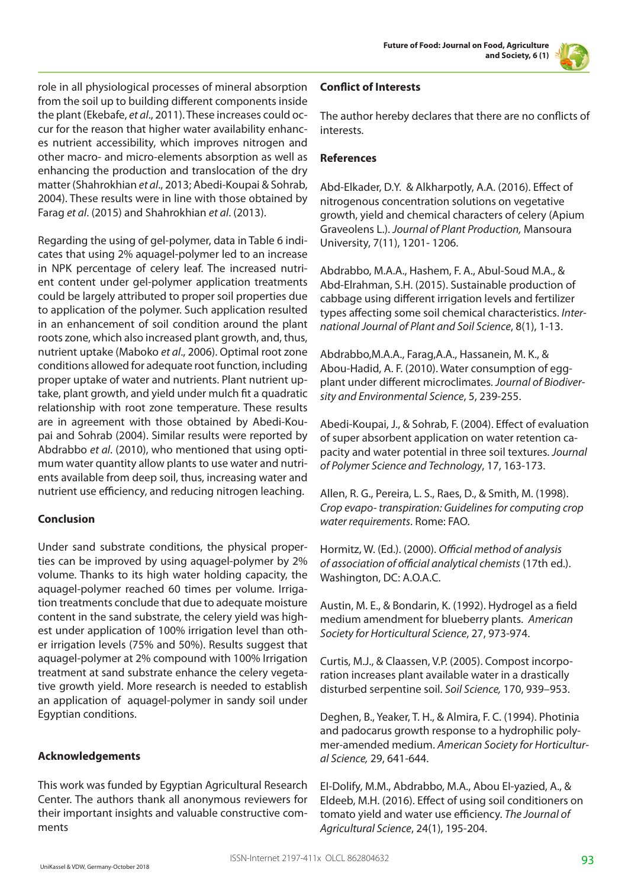role in all physiological processes of mineral absorption from the soil up to building different components inside the plant (Ekebafe, *et al*., 2011). These increases could occur for the reason that higher water availability enhances nutrient accessibility, which improves nitrogen and other macro- and micro-elements absorption as well as enhancing the production and translocation of the dry matter (Shahrokhian *et al*., 2013; Abedi-Koupai & Sohrab, 2004). These results were in line with those obtained by Farag *et al*. (2015) and Shahrokhian *et al*. (2013).

Regarding the using of gel-polymer, data in Table 6 indicates that using 2% aquagel-polymer led to an increase in NPK percentage of celery leaf. The increased nutrient content under gel-polymer application treatments could be largely attributed to proper soil properties due to application of the polymer. Such application resulted in an enhancement of soil condition around the plant roots zone, which also increased plant growth, and, thus, nutrient uptake (Maboko *et al*., 2006). Optimal root zone conditions allowed for adequate root function, including proper uptake of water and nutrients. Plant nutrient uptake, plant growth, and yield under mulch fit a quadratic relationship with root zone temperature. These results are in agreement with those obtained by Abedi-Koupai and Sohrab (2004). Similar results were reported by Abdrabbo *et al*. (2010), who mentioned that using optimum water quantity allow plants to use water and nutrients available from deep soil, thus, increasing water and nutrient use efficiency, and reducing nitrogen leaching.

## Conclusion

Under sand substrate conditions, the physical properties can be improved by using aquagel-polymer by 2% volume. Thanks to its high water holding capacity, the aquagel-polymer reached 60 times per volume. Irrigation treatments conclude that due to adequate moisture content in the sand substrate, the celery yield was highest under application of 100% irrigation level than other irrigation levels (75% and 50%). Results suggest that aquagel-polymer at 2% compound with 100% Irrigation treatment at sand substrate enhance the celery vegetative growth yield. More research is needed to establish an application of aquagel-polymer in sandy soil under Egyptian conditions.

## Acknowledgements

This work was funded by Egyptian Agricultural Research Center. The authors thank all anonymous reviewers for their important insights and valuable constructive comments

## Conflict of Interests

The author hereby declares that there are no conflicts of interests.

## References

Abd-Elkader, D.Y. & Alkharpotly, A.A. (2016). Effect of nitrogenous concentration solutions on vegetative growth, yield and chemical characters of celery (Apium Graveolens L.). *Journal of Plant Production,* Mansoura University, 7(11), 1201- 1206.

Abdrabbo, M.A.A., Hashem, F. A., Abul-Soud M.A., & Abd-Elrahman, S.H. (2015). Sustainable production of cabbage using different irrigation levels and fertilizer types affecting some soil chemical characteristics. *International Journal of Plant and Soil Science*, 8(1), 1-13.

Abdrabbo,M.A.A., Farag,A.A., Hassanein, M. K., & Abou-Hadid, A. F. (2010). Water consumption of eggplant under different microclimates. *Journal of Biodiversity and Environmental Science*, 5, 239-255.

Abedi-Koupai, J., & Sohrab, F. (2004). Effect of evaluation of super absorbent application on water retention capacity and water potential in three soil textures. *Journal of Polymer Science and Technology*, 17, 163-173.

Allen, R. G., Pereira, L. S., Raes, D., & Smith, M. (1998). *Crop evapo- transpiration: Guidelines for computing crop water requirements*. Rome: FAO.

Hormitz, W. (Ed.). (2000). *Official method of analysis of association of official analytical chemists* (17th ed.). Washington, DC: A.O.A.C.

Austin, M. E., & Bondarin, K. (1992). Hydrogel as a field medium amendment for blueberry plants. *American Society for Horticultural Science*, 27, 973-974.

Curtis, M.J., & Claassen, V.P. (2005). Compost incorporation increases plant available water in a drastically disturbed serpentine soil. *Soil Science,* 170, 939–953.

Deghen, B., Yeaker, T. H., & Almira, F. C. (1994). Photinia and padocarus growth response to a hydrophilic polymer-amended medium. *American Society for Horticultural Science,* 29, 641-644.

El-Dolify, M.M., Abdrabbo, M.A., Abou El-yazied, A., & Eldeeb, M.H. (2016). Effect of using soil conditioners on tomato yield and water use efficiency. *The Journal of Agricultural Science*, 24(1), 195-204.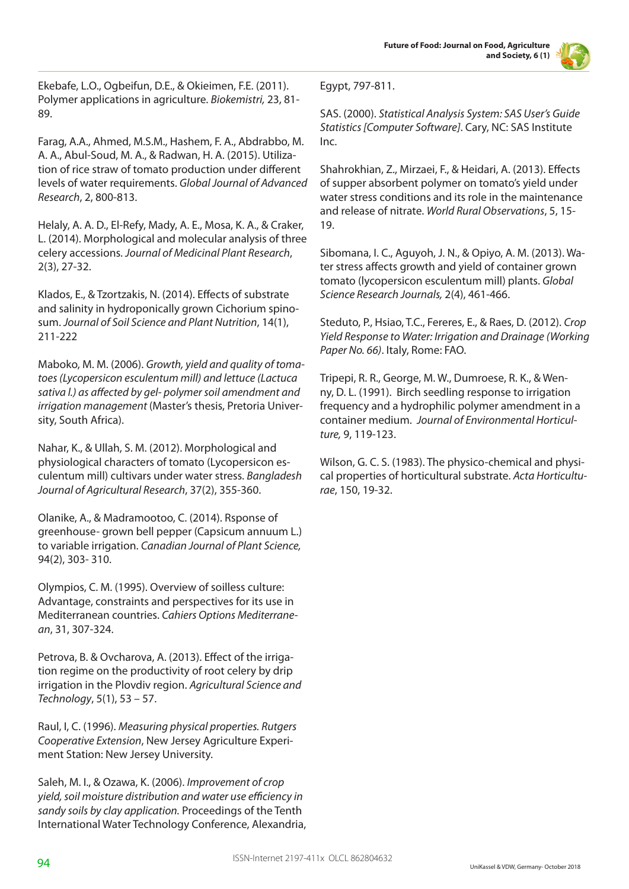Ekebafe, L.O., Ogbeifun, D.E., & Okieimen, F.E. (2011). Polymer applications in agriculture. *Biokemistri,* 23, 81-89.

Farag, A.A., Ahmed, M.S.M., Hashem, F. A., Abdrabbo, M. A. A., Abul-Soud, M. A., & Radwan, H. A. (2015). Utilization of rice straw of tomato production under different levels of water requirements. *Global Journal of Advanced Research*, 2, 800-813.

Helaly, A. A. D., El-Refy, Mady, A. E., Mosa, K. A., & Craker, L. (2014). Morphological and molecular analysis of three celery accessions. *Journal of Medicinal Plant Research*, 2(3), 27-32.

Klados, E., & Tzortzakis, N. (2014). Effects of substrate and salinity in hydroponically grown Cichorium spinosum. *Journal of Soil Science and Plant Nutrition*, 14(1), 211-222

Maboko, M. M. (2006). *Growth, yield and quality of tomatoes (Lycopersicon esculentum mill) and lettuce (Lactuca sativa l.) as affected by gel- polymer soil amendment and irrigation management* (Master's thesis, Pretoria University, South Africa).

Nahar, K., & Ullah, S. M. (2012). Morphological and physiological characters of tomato (Lycopersicon esculentum mill) cultivars under water stress. *Bangladesh Journal of Agricultural Research*, 37(2), 355-360.

Olanike, A., & Madramootoo, C. (2014). Rsponse of greenhouse- grown bell pepper (Capsicum annuum L.) to variable irrigation. *Canadian Journal of Plant Science,* 94(2), 303- 310.

Olympios, C. M. (1995). Overview of soilless culture: Advantage, constraints and perspectives for its use in Mediterranean countries. *Cahiers Options Mediterranean*, 31, 307-324.

Petrova, B. & Ovcharova, A. (2013). Effect of the irrigation regime on the productivity of root celery by drip irrigation in the Plovdiv region. *Agricultural Science and Technology*, 5(1), 53 – 57.

Raul, I, C. (1996). *Measuring physical properties. Rutgers Cooperative Extension*, New Jersey Agriculture Experiment Station: New Jersey University.

Saleh, M. I., & Ozawa, K. (2006). *Improvement of crop yield, soil moisture distribution and water use efficiency in sandy soils by clay application.* Proceedings of the Tenth International Water Technology Conference, Alexandria, Egypt, 797-811.

SAS. (2000). *Statistical Analysis System: SAS User's Guide Statistics [Computer Software]*. Cary, NC: SAS Institute Inc.

Shahrokhian, Z., Mirzaei, F., & Heidari, A. (2013). Effects of supper absorbent polymer on tomato's yield under water stress conditions and its role in the maintenance and release of nitrate. *World Rural Observations*, 5, 15-19.

Sibomana, I. C., Aguyoh, J. N., & Opiyo, A. M. (2013). Water stress affects growth and yield of container grown tomato (lycopersicon esculentum mill) plants. *Global Science Research Journals,* 2(4), 461-466.

Steduto, P., Hsiao, T.C., Fereres, E., & Raes, D. (2012). *Crop Yield Response to Water: Irrigation and Drainage (Working Paper No. 66)*. Italy, Rome: FAO.

Tripepi, R. R., George, M. W., Dumroese, R. K., & Wenny, D. L. (1991). Birch seedling response to irrigation frequency and a hydrophilic polymer amendment in a container medium. *Journal of Environmental Horticulture,* 9, 119-123.

Wilson, G. C. S. (1983). The physico-chemical and physical properties of horticultural substrate. *Acta Horticulturae*, 150, 19-32.